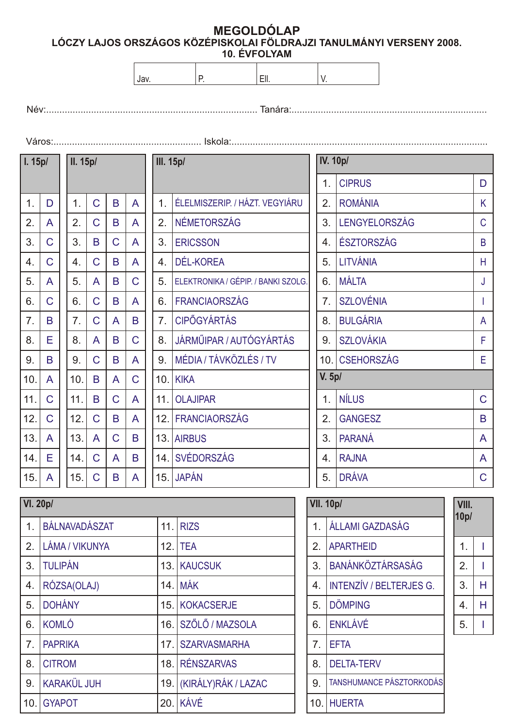# MEGOLDÓLAP

## LÓCZY LAJOS ORSZÁGOS KÖZÉPISKOLAI FÖLDRAJZI TANULMÁNYI VERSENY 2008.

## 10. ÉVFOLYAM

| Jav. | P. | Ell. | V. |
|---|---|---|---|
| | | | |

Név:............................................................................... Tanára:...............................................................................

Város:....................................................... Iskola:...............................................................................................

**I. 15p/**

| | |
|---|---|
| 1. | D |
| 2. | A |
| 3. | C |
| 4. | C |
| 5. | A |
| 6. | C |
| 7. | B |
| 8. | E |
| 9. | B |
| 10. | A |
| 11. | C |
| 12. | C |
| 13. | A |
| 14. | E |
| 15. | A |

**II. 15p/**

| | | | |
|---|---|---|---|
| 1. | C | B | A |
| 2. | C | B | A |
| 3. | B | C | A |
| 4. | C | B | A |
| 5. | A | B | C |
| 6. | C | B | A |
| 7. | C | A | B |
| 8. | A | B | C |
| 9. | C | B | A |
| 10. | B | A | C |
| 11. | B | C | A |
| 12. | C | B | A |
| 13. | A | C | B |
| 14. | C | A | B |
| 15. | C | B | A |

**III. 15p/**

| | |
|---|---|
| 1. | ÉLELMISZERIP. / HÁZT. VEGYIÁRU |
| 2. | NÉMETORSZÁG |
| 3. | ERICSSON |
| 4. | DÉL-KOREA |
| 5. | ELEKTRONIKA / GÉPIP. / BANKI SZOLG. |
| 6. | FRANCIAORSZÁG |
| 7. | CIPŐGYÁRTÁS |
| 8. | JÁRMŰIPAR / AUTÓGYÁRTÁS |
| 9. | MÉDIA / TÁVKÖZLÉS / TV |
| 10. | KIKA |
| 11. | OLAJIPAR |
| 12. | FRANCIAORSZÁG |
| 13. | AIRBUS |
| 14. | SVÉDORSZÁG |
| 15. | JAPÁN |

**IV. 10p/**

| | | |
|---|---|---|
| 1. | CIPRUS | D |
| 2. | ROMÁNIA | K |
| 3. | LENGYELORSZÁG | C |
| 4. | ÉSZTORSZÁG | B |
| 5. | LITVÁNIA | H |
| 6. | MÁLTA | J |
| 7. | SZLOVÉNIA | I |
| 8. | BULGÁRIA | A |
| 9. | SZLOVÁKIA | F |
| 10. | CSEHORSZÁG | E |

**V. 5p/**

| | | |
|---|---|---|
| 1. | NÍLUS | C |
| 2. | GANGESZ | B |
| 3. | PARANÁ | A |
| 4. | RAJNA | A |
| 5. | DRÁVA | C |

**VI. 20p/**

| | | | |
|---|---|---|---|
| 1. | BÁLNAVADÁSZAT | 11. | RIZS |
| 2. | LÁMA / VIKUNYA | 12. | TEA |
| 3. | TULIPÁN | 13. | KAUCSUK |
| 4. | RÓZSA(OLAJ) | 14. | MÁK |
| 5. | DOHÁNY | 15. | KOKACSERJE |
| 6. | KOMLÓ | 16. | SZŐLŐ / MAZSOLA |
| 7. | PAPRIKA | 17. | SZARVASMARHA |
| 8. | CITROM | 18. | RÉNSZARVAS |
| 9. | KARAKÜL JUH | 19. | (KIRÁLY)RÁK / LAZAC |
| 10. | GYAPOT | 20. | KÁVÉ |

**VII. 10p/**

| | |
|---|---|
| 1. | ÁLLAMI GAZDASÁG |
| 2. | APARTHEID |
| 3. | BANÁNKÖZTÁRSASÁG |
| 4. | INTENZÍV / BELTERJES G. |
| 5. | DÖMPING |
| 6. | ENKLÁVÉ |
| 7. | EFTA |
| 8. | DELTA-TERV |
| 9. | TANSHUMANCE PÁSZTORKODÁS |
| 10. | HUERTA |

**VIII. 10p/**

| | |
|---|---|
| 1. | I |
| 2. | I |
| 3. | H |
| 4. | H |
| 5. | I |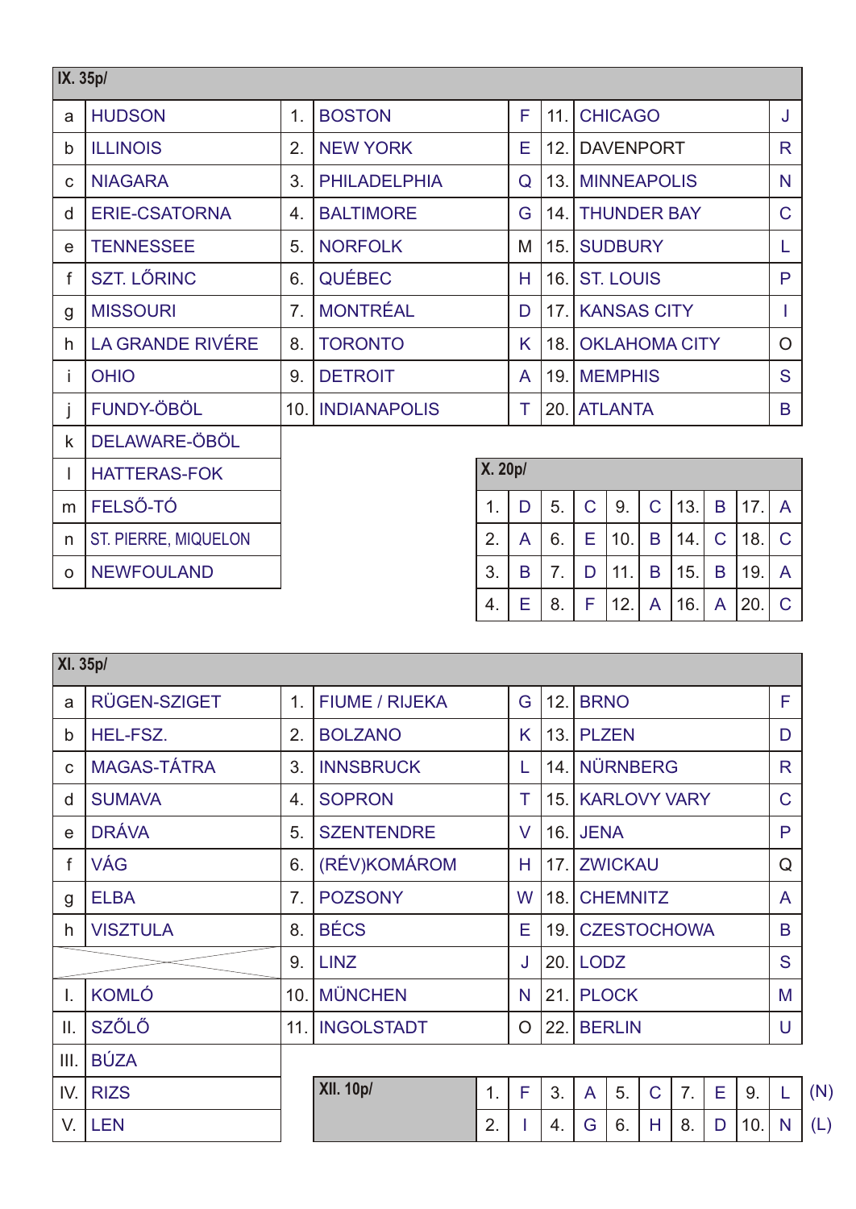| IX. 35p/ | | | | | | | | |
|---|---|---|---|---|---|---|---|---|
| a | HUDSON | 1. | BOSTON | F | 11. | CHICAGO | J |
| b | ILLINOIS | 2. | NEW YORK | E | 12. | DAVENPORT | R |
| c | NIAGARA | 3. | PHILADELPHIA | Q | 13. | MINNEAPOLIS | N |
| d | ERIE-CSATORNA | 4. | BALTIMORE | G | 14. | THUNDER BAY | C |
| e | TENNESSEE | 5. | NORFOLK | M | 15. | SUDBURY | L |
| f | SZT. LŐRINC | 6. | QUÉBEC | H | 16. | ST. LOUIS | P |
| g | MISSOURI | 7. | MONTRÉAL | D | 17. | KANSAS CITY | I |
| h | LA GRANDE RIVÉRE | 8. | TORONTO | K | 18. | OKLAHOMA CITY | O |
| i | OHIO | 9. | DETROIT | A | 19. | MEMPHIS | S |
| j | FUNDY-ÖBÖL | 10. | INDIANAPOLIS | T | 20. | ATLANTA | B |
| k | DELAWARE-ÖBÖL | | | | | | |
| l | HATTERAS-FOK | | | | | | |
| m | FELSŐ-TÓ | | | | | | |
| n | ST. PIERRE, MIQUELON | | | | | | |
| o | NEWFOULAND | | | | | | |

| X. 20p/ | | | | | | | | | |
|---|---|---|---|---|---|---|---|---|---|
| 1. | D | 5. | C | 9. | C | 13. | B | 17. | A |
| 2. | A | 6. | E | 10. | B | 14. | C | 18. | C |
| 3. | B | 7. | D | 11. | B | 15. | B | 19. | A |
| 4. | E | 8. | F | 12. | A | 16. | A | 20. | C |

| XI. 35p/ | | | | | | | |
|---|---|---|---|---|---|---|---|
| a | RÜGEN-SZIGET | 1. | FIUME / RIJEKA | G | 12. | BRNO | F |
| b | HEL-FSZ. | 2. | BOLZANO | K | 13. | PLZEN | D |
| c | MAGAS-TÁTRA | 3. | INNSBRUCK | L | 14. | NÜRNBERG | R |
| d | SUMAVA | 4. | SOPRON | T | 15. | KARLOVY VARY | C |
| e | DRÁVA | 5. | SZENTENDRE | V | 16. | JENA | P |
| f | VÁG | 6. | (RÉV)KOMÁROM | H | 17. | ZWICKAU | Q |
| g | ELBA | 7. | POZSONY | W | 18. | CHEMNITZ | A |
| h | VISZTULA | 8. | BÉCS | E | 19. | CZESTOCHOWA | B |
| | | 9. | LINZ | J | 20. | LODZ | S |
| I. | KOMLÓ | 10. | MÜNCHEN | N | 21. | PLOCK | M |
| II. | SZŐLŐ | 11. | INGOLSTADT | O | 22. | BERLIN | U |
| III. | BÚZA | | | | | | |
| IV. | RIZS | | | | | | |
| V. | LEN | | | | | | |

| XII. 10p/ | | | | | | | | | | | |
|---|---|---|---|---|---|---|---|---|---|---|---|
| 1. | F | 3. | A | 5. | C | 7. | E | 9. | L | (N) |
| 2. | I | 4. | G | 6. | H | 8. | D | 10. | N | (L) |